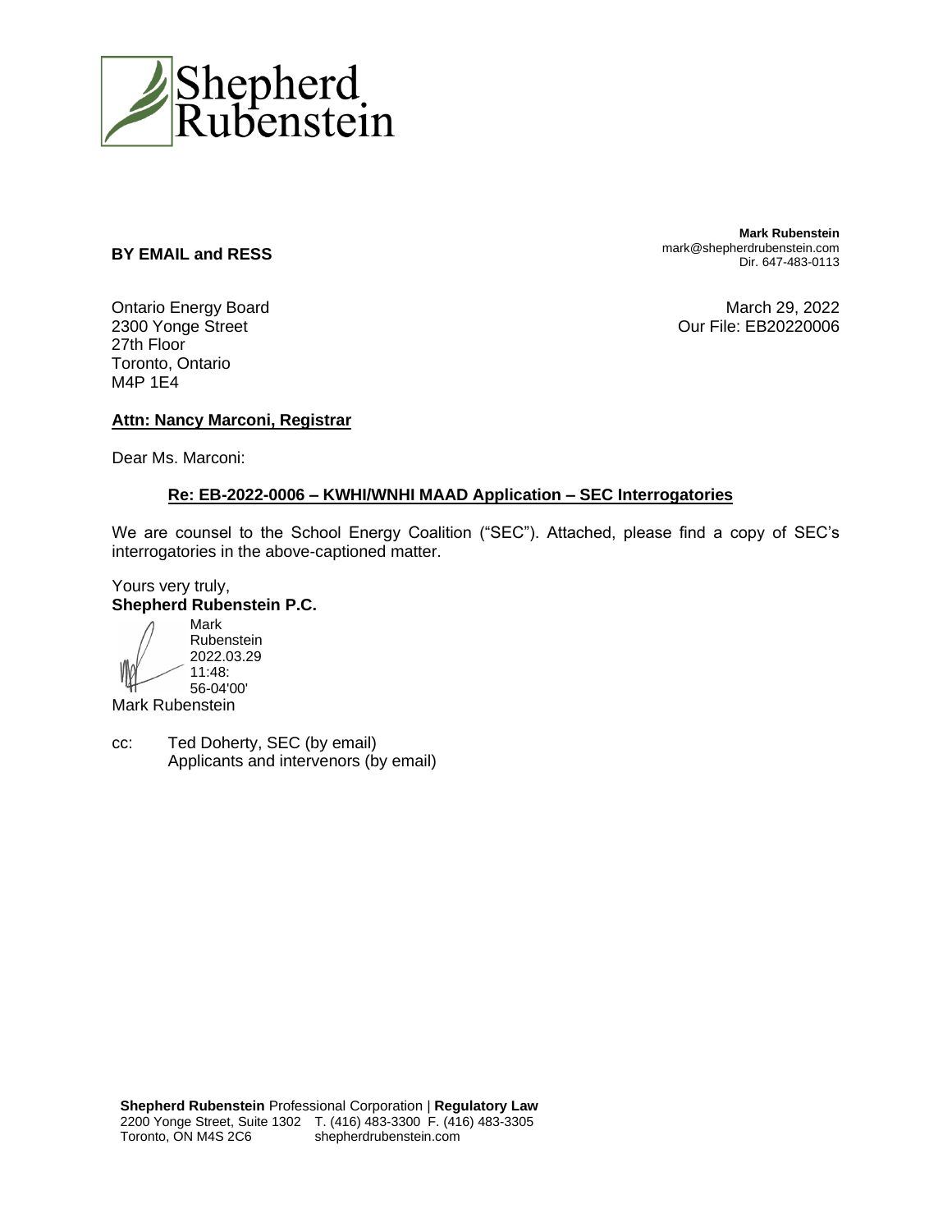Shepherd Rubenstein

**BY EMAIL and RESS**

**Mark Rubenstein**
mark@shepherdrubenstein.com
Dir. 647-483-0113

Ontario Energy Board
2300 Yonge Street
27th Floor
Toronto, Ontario
M4P 1E4

March 29, 2022
Our File: EB20220006

**Attn: Nancy Marconi, Registrar**

Dear Ms. Marconi:

**Re: EB-2022-0006 – KWHI/WNHI MAAD Application – SEC Interrogatories**

We are counsel to the School Energy Coalition ("SEC"). Attached, please find a copy of SEC's interrogatories in the above-captioned matter.

Yours very truly,
**Shepherd Rubenstein P.C.**

Mark Rubenstein
2022.03.29
11:48:56-04'00'

Mark Rubenstein

cc: Ted Doherty, SEC (by email)
Applicants and intervenors (by email)

**Shepherd Rubenstein** Professional Corporation | **Regulatory Law**
2200 Yonge Street, Suite 1302 T. (416) 483-3300 F. (416) 483-3305
Toronto, ON M4S 2C6 shepherdrubenstein.com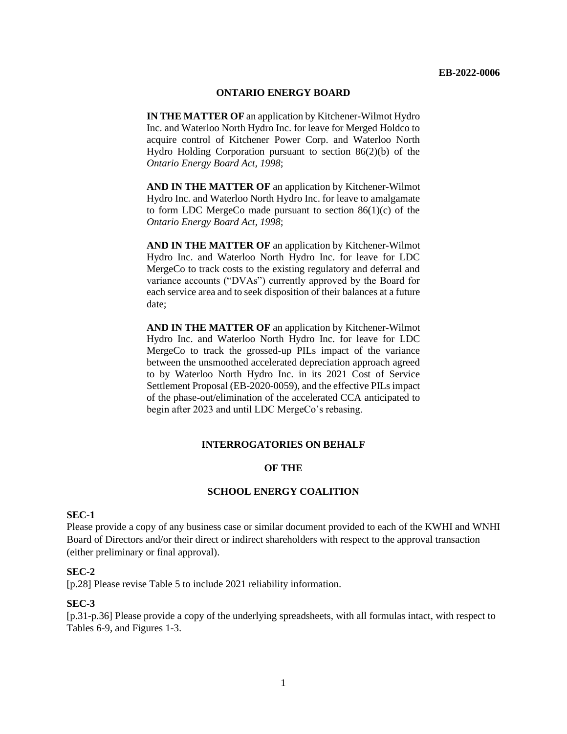**EB-2022-0006**

**ONTARIO ENERGY BOARD**

**IN THE MATTER OF** an application by Kitchener-Wilmot Hydro Inc. and Waterloo North Hydro Inc. for leave for Merged Holdco to acquire control of Kitchener Power Corp. and Waterloo North Hydro Holding Corporation pursuant to section 86(2)(b) of the *Ontario Energy Board Act, 1998*;

**AND IN THE MATTER OF** an application by Kitchener-Wilmot Hydro Inc. and Waterloo North Hydro Inc. for leave to amalgamate to form LDC MergeCo made pursuant to section 86(1)(c) of the *Ontario Energy Board Act, 1998*;

**AND IN THE MATTER OF** an application by Kitchener-Wilmot Hydro Inc. and Waterloo North Hydro Inc. for leave for LDC MergeCo to track costs to the existing regulatory and deferral and variance accounts ("DVAs") currently approved by the Board for each service area and to seek disposition of their balances at a future date;

**AND IN THE MATTER OF** an application by Kitchener-Wilmot Hydro Inc. and Waterloo North Hydro Inc. for leave for LDC MergeCo to track the grossed-up PILs impact of the variance between the unsmoothed accelerated depreciation approach agreed to by Waterloo North Hydro Inc. in its 2021 Cost of Service Settlement Proposal (EB-2020-0059), and the effective PILs impact of the phase-out/elimination of the accelerated CCA anticipated to begin after 2023 and until LDC MergeCo's rebasing.

**INTERROGATORIES ON BEHALF**

**OF THE**

**SCHOOL ENERGY COALITION**

**SEC-1**

Please provide a copy of any business case or similar document provided to each of the KWHI and WNHI Board of Directors and/or their direct or indirect shareholders with respect to the approval transaction (either preliminary or final approval).

**SEC-2**

[p.28] Please revise Table 5 to include 2021 reliability information.

**SEC-3**

[p.31-p.36] Please provide a copy of the underlying spreadsheets, with all formulas intact, with respect to Tables 6-9, and Figures 1-3.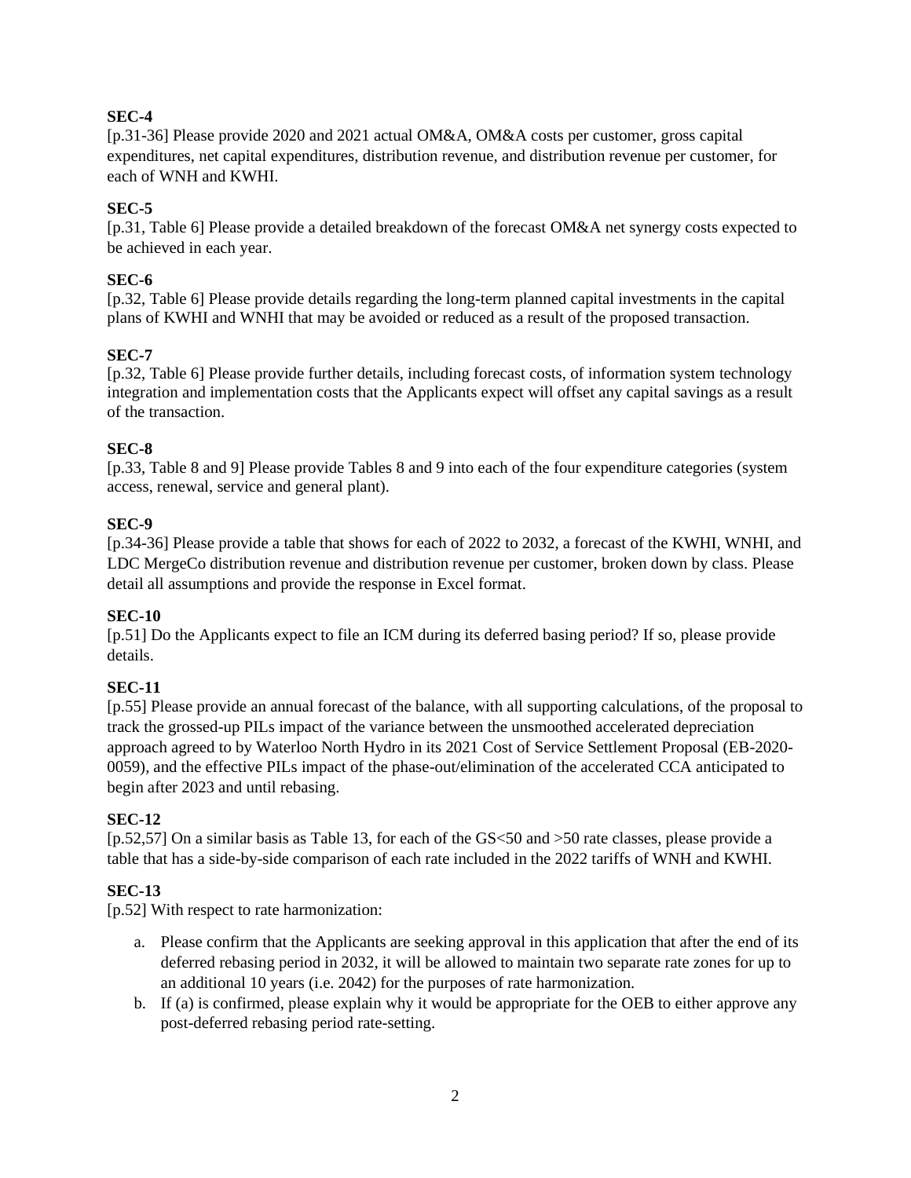**SEC-4**

[p.31-36] Please provide 2020 and 2021 actual OM&A, OM&A costs per customer, gross capital expenditures, net capital expenditures, distribution revenue, and distribution revenue per customer, for each of WNH and KWHI.

**SEC-5**

[p.31, Table 6] Please provide a detailed breakdown of the forecast OM&A net synergy costs expected to be achieved in each year.

**SEC-6**

[p.32, Table 6] Please provide details regarding the long-term planned capital investments in the capital plans of KWHI and WNHI that may be avoided or reduced as a result of the proposed transaction.

**SEC-7**

[p.32, Table 6] Please provide further details, including forecast costs, of information system technology integration and implementation costs that the Applicants expect will offset any capital savings as a result of the transaction.

**SEC-8**

[p.33, Table 8 and 9] Please provide Tables 8 and 9 into each of the four expenditure categories (system access, renewal, service and general plant).

**SEC-9**

[p.34-36] Please provide a table that shows for each of 2022 to 2032, a forecast of the KWHI, WNHI, and LDC MergeCo distribution revenue and distribution revenue per customer, broken down by class. Please detail all assumptions and provide the response in Excel format.

**SEC-10**

[p.51] Do the Applicants expect to file an ICM during its deferred basing period? If so, please provide details.

**SEC-11**

[p.55] Please provide an annual forecast of the balance, with all supporting calculations, of the proposal to track the grossed-up PILs impact of the variance between the unsmoothed accelerated depreciation approach agreed to by Waterloo North Hydro in its 2021 Cost of Service Settlement Proposal (EB-2020-0059), and the effective PILs impact of the phase-out/elimination of the accelerated CCA anticipated to begin after 2023 and until rebasing.

**SEC-12**

[p.52,57] On a similar basis as Table 13, for each of the GS<50 and >50 rate classes, please provide a table that has a side-by-side comparison of each rate included in the 2022 tariffs of WNH and KWHI.

**SEC-13**

[p.52] With respect to rate harmonization:

a. Please confirm that the Applicants are seeking approval in this application that after the end of its deferred rebasing period in 2032, it will be allowed to maintain two separate rate zones for up to an additional 10 years (i.e. 2042) for the purposes of rate harmonization.
b. If (a) is confirmed, please explain why it would be appropriate for the OEB to either approve any post-deferred rebasing period rate-setting.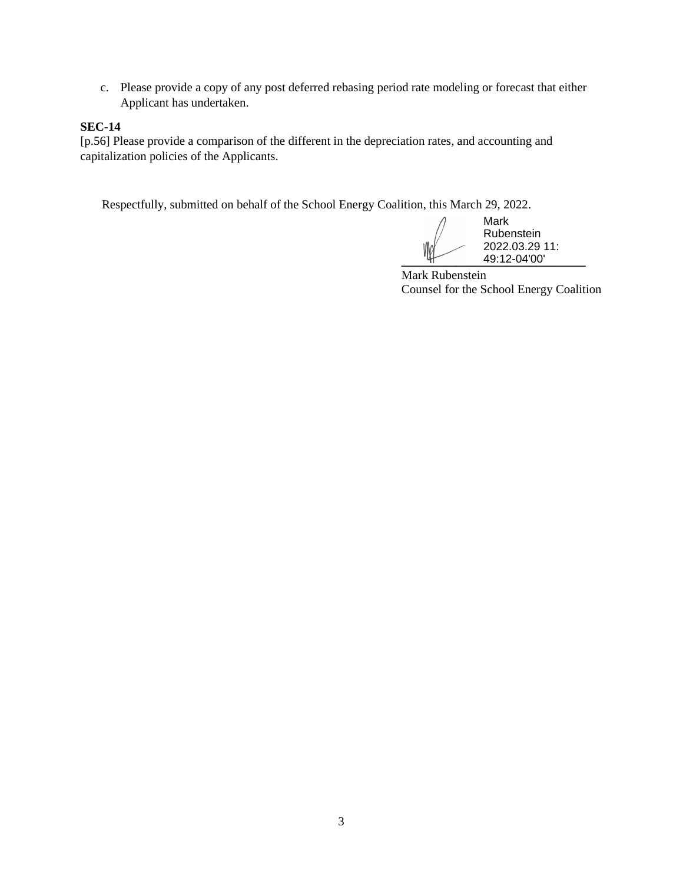c. Please provide a copy of any post deferred rebasing period rate modeling or forecast that either Applicant has undertaken.

**SEC-14**

[p.56] Please provide a comparison of the different in the depreciation rates, and accounting and capitalization policies of the Applicants.

Respectfully, submitted on behalf of the School Energy Coalition, this March 29, 2022.

Mark Rubenstein 2022.03.29 11:49:12-04'00'

Mark Rubenstein
Counsel for the School Energy Coalition